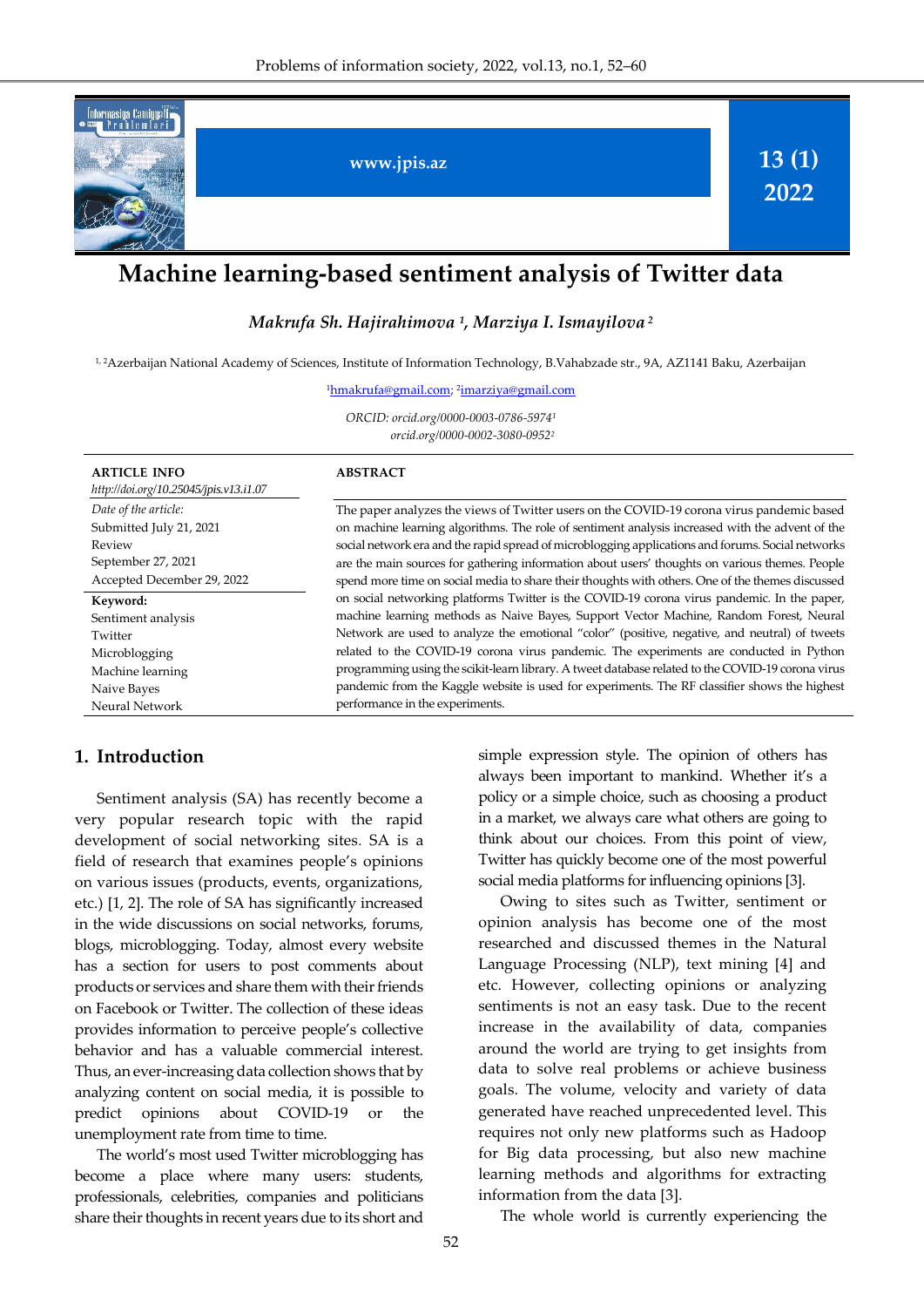www.jpis.az

13 (1) 2022

# Machine learning-based sentiment analysis of Twitter data

*Makrufa Sh. Hajirahimova [1], Marziya I. Ismayilova [2]*

[1, 2]Azerbaijan National Academy of Sciences, Institute of Information Technology, B.Vahabzade str., 9A, AZ1141 Baku, Azerbaijan

[1]hmakrufa@gmail.com; [2]imarziya@gmail.com

*ORCID: orcid.org/0000-0003-0786-5974[1]*
*orcid.org/0000-0002-3080-0952[2]*

**ARTICLE INFO**

*http://doi.org/10.25045/jpis.v13.i1.07*

*Date of the article:*
Submitted July 21, 2021
Review
September 27, 2021
Accepted December 29, 2022

**Keyword:**
Sentiment analysis
Twitter
Microblogging
Machine learning
Naive Bayes
Neural Network

**ABSTRACT**

The paper analyzes the views of Twitter users on the COVID-19 corona virus pandemic based on machine learning algorithms. The role of sentiment analysis increased with the advent of the social network era and the rapid spread of microblogging applications and forums. Social networks are the main sources for gathering information about users' thoughts on various themes. People spend more time on social media to share their thoughts with others. One of the themes discussed on social networking platforms Twitter is the COVID-19 corona virus pandemic. In the paper, machine learning methods as Naive Bayes, Support Vector Machine, Random Forest, Neural Network are used to analyze the emotional "color" (positive, negative, and neutral) of tweets related to the COVID-19 corona virus pandemic. The experiments are conducted in Python programming using the scikit-learn library. A tweet database related to the COVID-19 corona virus pandemic from the Kaggle website is used for experiments. The RF classifier shows the highest performance in the experiments.

## 1. Introduction

Sentiment analysis (SA) has recently become a very popular research topic with the rapid development of social networking sites. SA is a field of research that examines people's opinions on various issues (products, events, organizations, etc.) [1, 2]. The role of SA has significantly increased in the wide discussions on social networks, forums, blogs, microblogging. Today, almost every website has a section for users to post comments about products or services and share them with their friends on Facebook or Twitter. The collection of these ideas provides information to perceive people's collective behavior and has a valuable commercial interest. Thus, an ever-increasing data collection shows that by analyzing content on social media, it is possible to predict opinions about COVID-19 or the unemployment rate from time to time.

The world's most used Twitter microblogging has become a place where many users: students, professionals, celebrities, companies and politicians share their thoughts in recent years due to its short and simple expression style. The opinion of others has always been important to mankind. Whether it's a policy or a simple choice, such as choosing a product in a market, we always care what others are going to think about our choices. From this point of view, Twitter has quickly become one of the most powerful social media platforms for influencing opinions [3].

Owing to sites such as Twitter, sentiment or opinion analysis has become one of the most researched and discussed themes in the Natural Language Processing (NLP), text mining [4] and etc. However, collecting opinions or analyzing sentiments is not an easy task. Due to the recent increase in the availability of data, companies around the world are trying to get insights from data to solve real problems or achieve business goals. The volume, velocity and variety of data generated have reached unprecedented level. This requires not only new platforms such as Hadoop for Big data processing, but also new machine learning methods and algorithms for extracting information from the data [3].

The whole world is currently experiencing the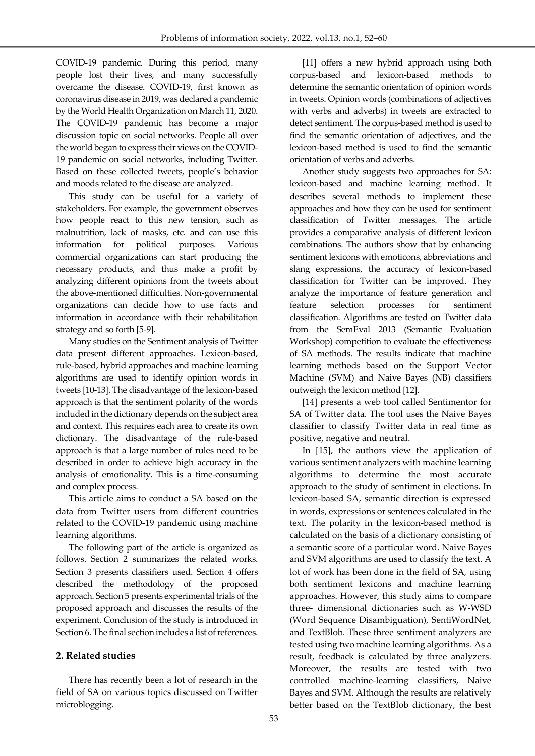COVID-19 pandemic. During this period, many people lost their lives, and many successfully overcame the disease. COVID-19, first known as coronavirus disease in 2019, was declared a pandemic by the World Health Organization on March 11, 2020. The COVID-19 pandemic has become a major discussion topic on social networks. People all over the world began to express their views on the COVID-19 pandemic on social networks, including Twitter. Based on these collected tweets, people's behavior and moods related to the disease are analyzed.

This study can be useful for a variety of stakeholders. For example, the government observes how people react to this new tension, such as malnutrition, lack of masks, etc. and can use this information for political purposes. Various commercial organizations can start producing the necessary products, and thus make a profit by analyzing different opinions from the tweets about the above-mentioned difficulties. Non-governmental organizations can decide how to use facts and information in accordance with their rehabilitation strategy and so forth [5-9].

Many studies on the Sentiment analysis of Twitter data present different approaches. Lexicon-based, rule-based, hybrid approaches and machine learning algorithms are used to identify opinion words in tweets [10-13]. The disadvantage of the lexicon-based approach is that the sentiment polarity of the words included in the dictionary depends on the subject area and context. This requires each area to create its own dictionary. The disadvantage of the rule-based approach is that a large number of rules need to be described in order to achieve high accuracy in the analysis of emotionality. This is a time-consuming and complex process.

This article aims to conduct a SA based on the data from Twitter users from different countries related to the COVID-19 pandemic using machine learning algorithms.

The following part of the article is organized as follows. Section 2 summarizes the related works. Section 3 presents classifiers used. Section 4 offers described the methodology of the proposed approach. Section 5 presents experimental trials of the proposed approach and discusses the results of the experiment. Conclusion of the study is introduced in Section 6. The final section includes a list of references.

## 2. Related studies

There has recently been a lot of research in the field of SA on various topics discussed on Twitter microblogging.

[11] offers a new hybrid approach using both corpus-based and lexicon-based methods to determine the semantic orientation of opinion words in tweets. Opinion words (combinations of adjectives with verbs and adverbs) in tweets are extracted to detect sentiment. The corpus-based method is used to find the semantic orientation of adjectives, and the lexicon-based method is used to find the semantic orientation of verbs and adverbs.

Another study suggests two approaches for SA: lexicon-based and machine learning method. It describes several methods to implement these approaches and how they can be used for sentiment classification of Twitter messages. The article provides a comparative analysis of different lexicon combinations. The authors show that by enhancing sentiment lexicons with emoticons, abbreviations and slang expressions, the accuracy of lexicon-based classification for Twitter can be improved. They analyze the importance of feature generation and feature selection processes for sentiment classification. Algorithms are tested on Twitter data from the SemEval 2013 (Semantic Evaluation Workshop) competition to evaluate the effectiveness of SA methods. The results indicate that machine learning methods based on the Support Vector Machine (SVM) and Naive Bayes (NB) classifiers outweigh the lexicon method [12].

[14] presents a web tool called Sentimentor for SA of Twitter data. The tool uses the Naive Bayes classifier to classify Twitter data in real time as positive, negative and neutral.

In [15], the authors view the application of various sentiment analyzers with machine learning algorithms to determine the most accurate approach to the study of sentiment in elections. In lexicon-based SA, semantic direction is expressed in words, expressions or sentences calculated in the text. The polarity in the lexicon-based method is calculated on the basis of a dictionary consisting of a semantic score of a particular word. Naive Bayes and SVM algorithms are used to classify the text. A lot of work has been done in the field of SA, using both sentiment lexicons and machine learning approaches. However, this study aims to compare three- dimensional dictionaries such as W-WSD (Word Sequence Disambiguation), SentiWordNet, and TextBlob. These three sentiment analyzers are tested using two machine learning algorithms. As a result, feedback is calculated by three analyzers. Moreover, the results are tested with two controlled machine-learning classifiers, Naive Bayes and SVM. Although the results are relatively better based on the TextBlob dictionary, the best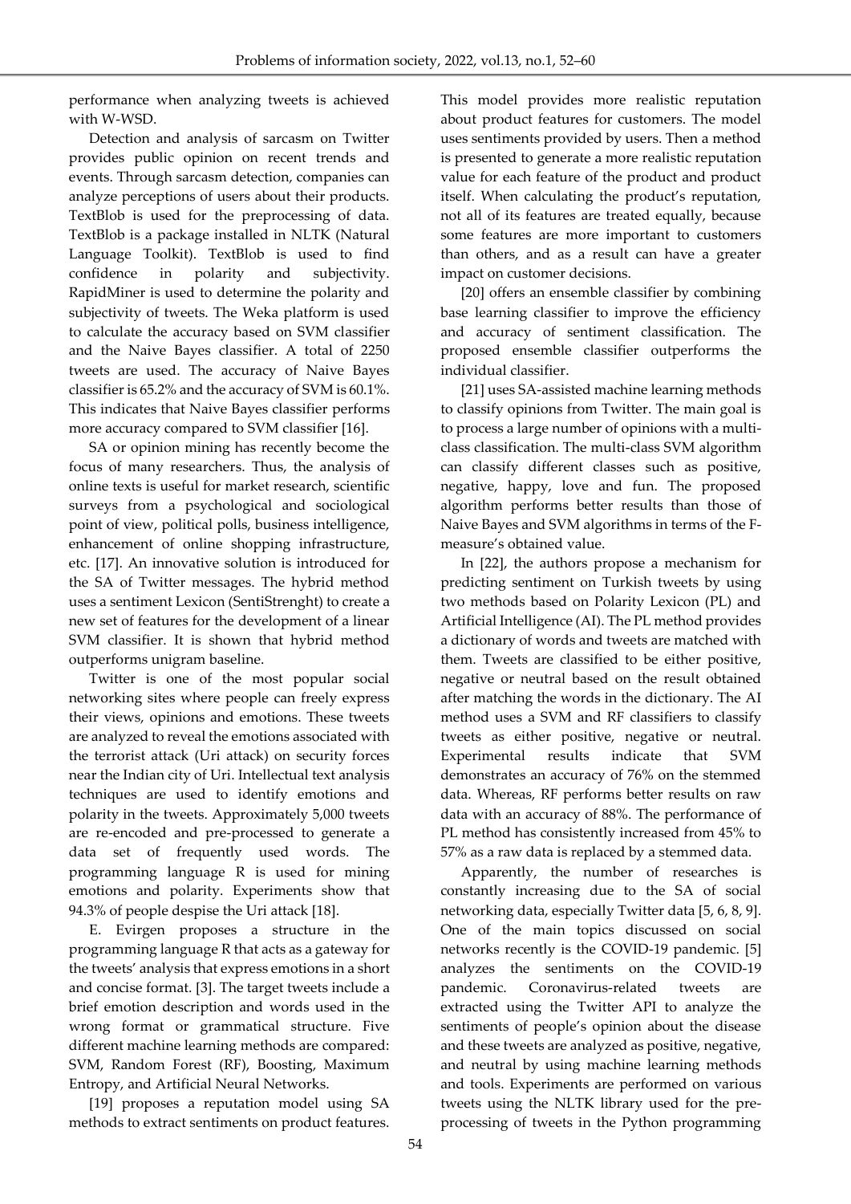performance when analyzing tweets is achieved with W-WSD.

Detection and analysis of sarcasm on Twitter provides public opinion on recent trends and events. Through sarcasm detection, companies can analyze perceptions of users about their products. TextBlob is used for the preprocessing of data. TextBlob is a package installed in NLTK (Natural Language Toolkit). TextBlob is used to find confidence in polarity and subjectivity. RapidMiner is used to determine the polarity and subjectivity of tweets. The Weka platform is used to calculate the accuracy based on SVM classifier and the Naive Bayes classifier. A total of 2250 tweets are used. The accuracy of Naive Bayes classifier is 65.2% and the accuracy of SVM is 60.1%. This indicates that Naive Bayes classifier performs more accuracy compared to SVM classifier [16].

SA or opinion mining has recently become the focus of many researchers. Thus, the analysis of online texts is useful for market research, scientific surveys from a psychological and sociological point of view, political polls, business intelligence, enhancement of online shopping infrastructure, etc. [17]. An innovative solution is introduced for the SA of Twitter messages. The hybrid method uses a sentiment Lexicon (SentiStrenght) to create a new set of features for the development of a linear SVM classifier. It is shown that hybrid method outperforms unigram baseline.

Twitter is one of the most popular social networking sites where people can freely express their views, opinions and emotions. These tweets are analyzed to reveal the emotions associated with the terrorist attack (Uri attack) on security forces near the Indian city of Uri. Intellectual text analysis techniques are used to identify emotions and polarity in the tweets. Approximately 5,000 tweets are re-encoded and pre-processed to generate a data set of frequently used words. The programming language R is used for mining emotions and polarity. Experiments show that 94.3% of people despise the Uri attack [18].

E. Evirgen proposes a structure in the programming language R that acts as a gateway for the tweets' analysis that express emotions in a short and concise format. [3]. The target tweets include a brief emotion description and words used in the wrong format or grammatical structure. Five different machine learning methods are compared: SVM, Random Forest (RF), Boosting, Maximum Entropy, and Artificial Neural Networks.

[19] proposes a reputation model using SA methods to extract sentiments on product features. This model provides more realistic reputation about product features for customers. The model uses sentiments provided by users. Then a method is presented to generate a more realistic reputation value for each feature of the product and product itself. When calculating the product's reputation, not all of its features are treated equally, because some features are more important to customers than others, and as a result can have a greater impact on customer decisions.

[20] offers an ensemble classifier by combining base learning classifier to improve the efficiency and accuracy of sentiment classification. The proposed ensemble classifier outperforms the individual classifier.

[21] uses SA-assisted machine learning methods to classify opinions from Twitter. The main goal is to process a large number of opinions with a multi-class classification. The multi-class SVM algorithm can classify different classes such as positive, negative, happy, love and fun. The proposed algorithm performs better results than those of Naive Bayes and SVM algorithms in terms of the F-measure's obtained value.

In [22], the authors propose a mechanism for predicting sentiment on Turkish tweets by using two methods based on Polarity Lexicon (PL) and Artificial Intelligence (AI). The PL method provides a dictionary of words and tweets are matched with them. Tweets are classified to be either positive, negative or neutral based on the result obtained after matching the words in the dictionary. The AI method uses a SVM and RF classifiers to classify tweets as either positive, negative or neutral. Experimental results indicate that SVM demonstrates an accuracy of 76% on the stemmed data. Whereas, RF performs better results on raw data with an accuracy of 88%. The performance of PL method has consistently increased from 45% to 57% as a raw data is replaced by a stemmed data.

Apparently, the number of researches is constantly increasing due to the SA of social networking data, especially Twitter data [5, 6, 8, 9]. One of the main topics discussed on social networks recently is the COVID-19 pandemic. [5] analyzes the sentiments on the COVID-19 pandemic. Coronavirus-related tweets are extracted using the Twitter API to analyze the sentiments of people's opinion about the disease and these tweets are analyzed as positive, negative, and neutral by using machine learning methods and tools. Experiments are performed on various tweets using the NLTK library used for the pre-processing of tweets in the Python programming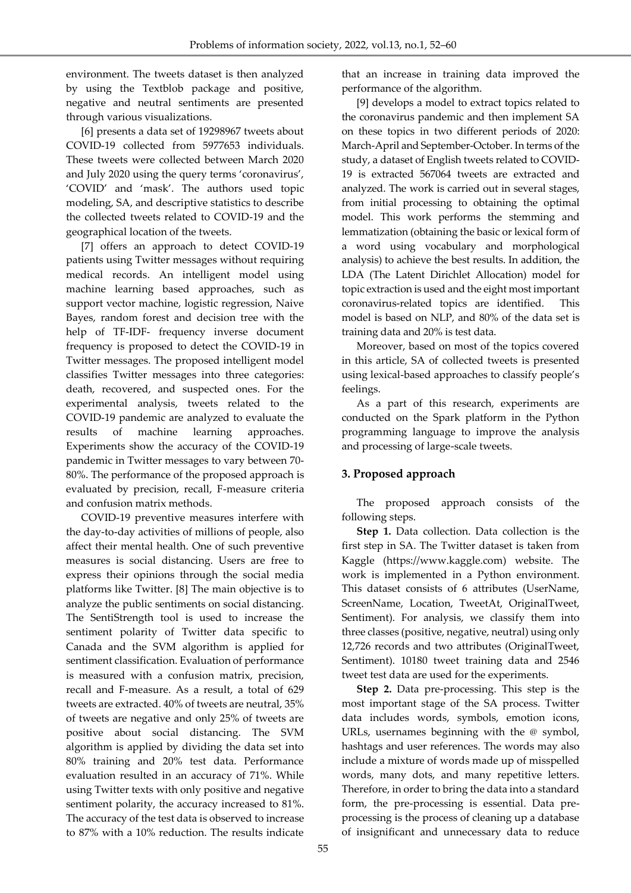environment. The tweets dataset is then analyzed by using the Textblob package and positive, negative and neutral sentiments are presented through various visualizations.

[6] presents a data set of 19298967 tweets about COVID-19 collected from 5977653 individuals. These tweets were collected between March 2020 and July 2020 using the query terms 'coronavirus', 'COVID' and 'mask'. The authors used topic modeling, SA, and descriptive statistics to describe the collected tweets related to COVID-19 and the geographical location of the tweets.

[7] offers an approach to detect COVID-19 patients using Twitter messages without requiring medical records. An intelligent model using machine learning based approaches, such as support vector machine, logistic regression, Naive Bayes, random forest and decision tree with the help of TF-IDF- frequency inverse document frequency is proposed to detect the COVID-19 in Twitter messages. The proposed intelligent model classifies Twitter messages into three categories: death, recovered, and suspected ones. For the experimental analysis, tweets related to the COVID-19 pandemic are analyzed to evaluate the results of machine learning approaches. Experiments show the accuracy of the COVID-19 pandemic in Twitter messages to vary between 70-80%. The performance of the proposed approach is evaluated by precision, recall, F-measure criteria and confusion matrix methods.

COVID-19 preventive measures interfere with the day-to-day activities of millions of people, also affect their mental health. One of such preventive measures is social distancing. Users are free to express their opinions through the social media platforms like Twitter. [8] The main objective is to analyze the public sentiments on social distancing. The SentiStrength tool is used to increase the sentiment polarity of Twitter data specific to Canada and the SVM algorithm is applied for sentiment classification. Evaluation of performance is measured with a confusion matrix, precision, recall and F-measure. As a result, a total of 629 tweets are extracted. 40% of tweets are neutral, 35% of tweets are negative and only 25% of tweets are positive about social distancing. The SVM algorithm is applied by dividing the data set into 80% training and 20% test data. Performance evaluation resulted in an accuracy of 71%. While using Twitter texts with only positive and negative sentiment polarity, the accuracy increased to 81%. The accuracy of the test data is observed to increase to 87% with a 10% reduction. The results indicate that an increase in training data improved the performance of the algorithm.

[9] develops a model to extract topics related to the coronavirus pandemic and then implement SA on these topics in two different periods of 2020: March-April and September-October. In terms of the study, a dataset of English tweets related to COVID-19 is extracted 567064 tweets are extracted and analyzed. The work is carried out in several stages, from initial processing to obtaining the optimal model. This work performs the stemming and lemmatization (obtaining the basic or lexical form of a word using vocabulary and morphological analysis) to achieve the best results. In addition, the LDA (The Latent Dirichlet Allocation) model for topic extraction is used and the eight most important coronavirus-related topics are identified. This model is based on NLP, and 80% of the data set is training data and 20% is test data.

Moreover, based on most of the topics covered in this article, SA of collected tweets is presented using lexical-based approaches to classify people's feelings.

As a part of this research, experiments are conducted on the Spark platform in the Python programming language to improve the analysis and processing of large-scale tweets.

## 3. Proposed approach

The proposed approach consists of the following steps.

**Step 1.** Data collection. Data collection is the first step in SA. The Twitter dataset is taken from Kaggle (https://www.kaggle.com) website. The work is implemented in a Python environment. This dataset consists of 6 attributes (UserName, ScreenName, Location, TweetAt, OriginalTweet, Sentiment). For analysis, we classify them into three classes (positive, negative, neutral) using only 12,726 records and two attributes (OriginalTweet, Sentiment). 10180 tweet training data and 2546 tweet test data are used for the experiments.

**Step 2.** Data pre-processing. This step is the most important stage of the SA process. Twitter data includes words, symbols, emotion icons, URLs, usernames beginning with the @ symbol, hashtags and user references. The words may also include a mixture of words made up of misspelled words, many dots, and many repetitive letters. Therefore, in order to bring the data into a standard form, the pre-processing is essential. Data pre-processing is the process of cleaning up a database of insignificant and unnecessary data to reduce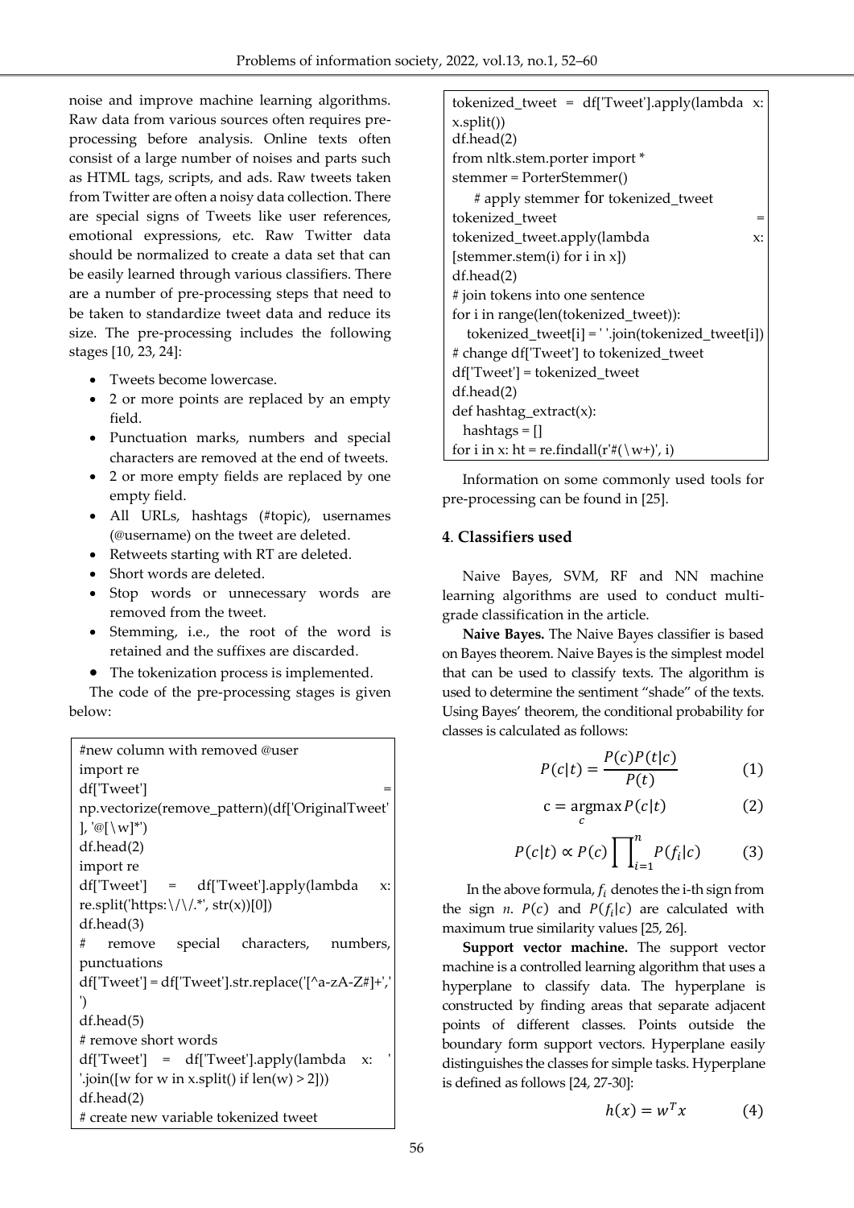noise and improve machine learning algorithms. Raw data from various sources often requires pre-processing before analysis. Online texts often consist of a large number of noises and parts such as HTML tags, scripts, and ads. Raw tweets taken from Twitter are often a noisy data collection. There are special signs of Tweets like user references, emotional expressions, etc. Raw Twitter data should be normalized to create a data set that can be easily learned through various classifiers. There are a number of pre-processing steps that need to be taken to standardize tweet data and reduce its size. The pre-processing includes the following stages [10, 23, 24]:

- Tweets become lowercase.
- 2 or more points are replaced by an empty field.
- Punctuation marks, numbers and special characters are removed at the end of tweets.
- 2 or more empty fields are replaced by one empty field.
- All URLs, hashtags (#topic), usernames (@username) on the tweet are deleted.
- Retweets starting with RT are deleted.
- Short words are deleted.
- Stop words or unnecessary words are removed from the tweet.
- Stemming, i.e., the root of the word is retained and the suffixes are discarded.
- The tokenization process is implemented.

The code of the pre-processing stages is given below:

```
#new column with removed @user
import re
df['Tweet'] = np.vectorize(remove_pattern)(df['OriginalTweet'], '@[\w]*')
df.head(2)
import re
df['Tweet'] = df['Tweet'].apply(lambda x: re.split('https:\/\/.*', str(x))[0])
df.head(3)
# remove special characters, numbers, punctuations
df['Tweet'] = df['Tweet'].str.replace('[^a-zA-Z#]+',' ')
df.head(5)
# remove short words
df['Tweet'] = df['Tweet'].apply(lambda x: ' '.join([w for w in x.split() if len(w) > 2]))
df.head(2)
# create new variable tokenized tweet
tokenized_tweet = df['Tweet'].apply(lambda x: x.split())
df.head(2)
from nltk.stem.porter import *
stemmer = PorterStemmer()
  # apply stemmer for tokenized_tweet
tokenized_tweet = tokenized_tweet.apply(lambda x: [stemmer.stem(i) for i in x])
df.head(2)
# join tokens into one sentence
for i in range(len(tokenized_tweet)):
  tokenized_tweet[i] = ' '.join(tokenized_tweet[i])
# change df['Tweet'] to tokenized_tweet
df['Tweet'] = tokenized_tweet
df.head(2)
def hashtag_extract(x):
  hashtags = []
for i in x: ht = re.findall(r'#(\w+)', i)
```

Information on some commonly used tools for pre-processing can be found in [25].

## 4. Classifiers used

Naive Bayes, SVM, RF and NN machine learning algorithms are used to conduct multi-grade classification in the article.

**Naive Bayes.** The Naive Bayes classifier is based on Bayes theorem. Naive Bayes is the simplest model that can be used to classify texts. The algorithm is used to determine the sentiment "shade" of the texts. Using Bayes' theorem, the conditional probability for classes is calculated as follows:

$$P(c|t) = \frac{P(c)P(t|c)}{P(t)} \tag{1}$$

$$c = \underset{c}{\operatorname{argmax}} P(c|t) \tag{2}$$

$$P(c|t) \propto P(c) \prod_{i=1}^{n} P(f_i|c) \tag{3}$$

In the above formula, $f_i$ denotes the i-th sign from the sign $n$. $P(c)$ and $P(f_i|c)$ are calculated with maximum true similarity values [25, 26].

**Support vector machine.** The support vector machine is a controlled learning algorithm that uses a hyperplane to classify data. The hyperplane is constructed by finding areas that separate adjacent points of different classes. Points outside the boundary form support vectors. Hyperplane easily distinguishes the classes for simple tasks. Hyperplane is defined as follows [24, 27-30]:

$$h(x) = w^T x \tag{4}$$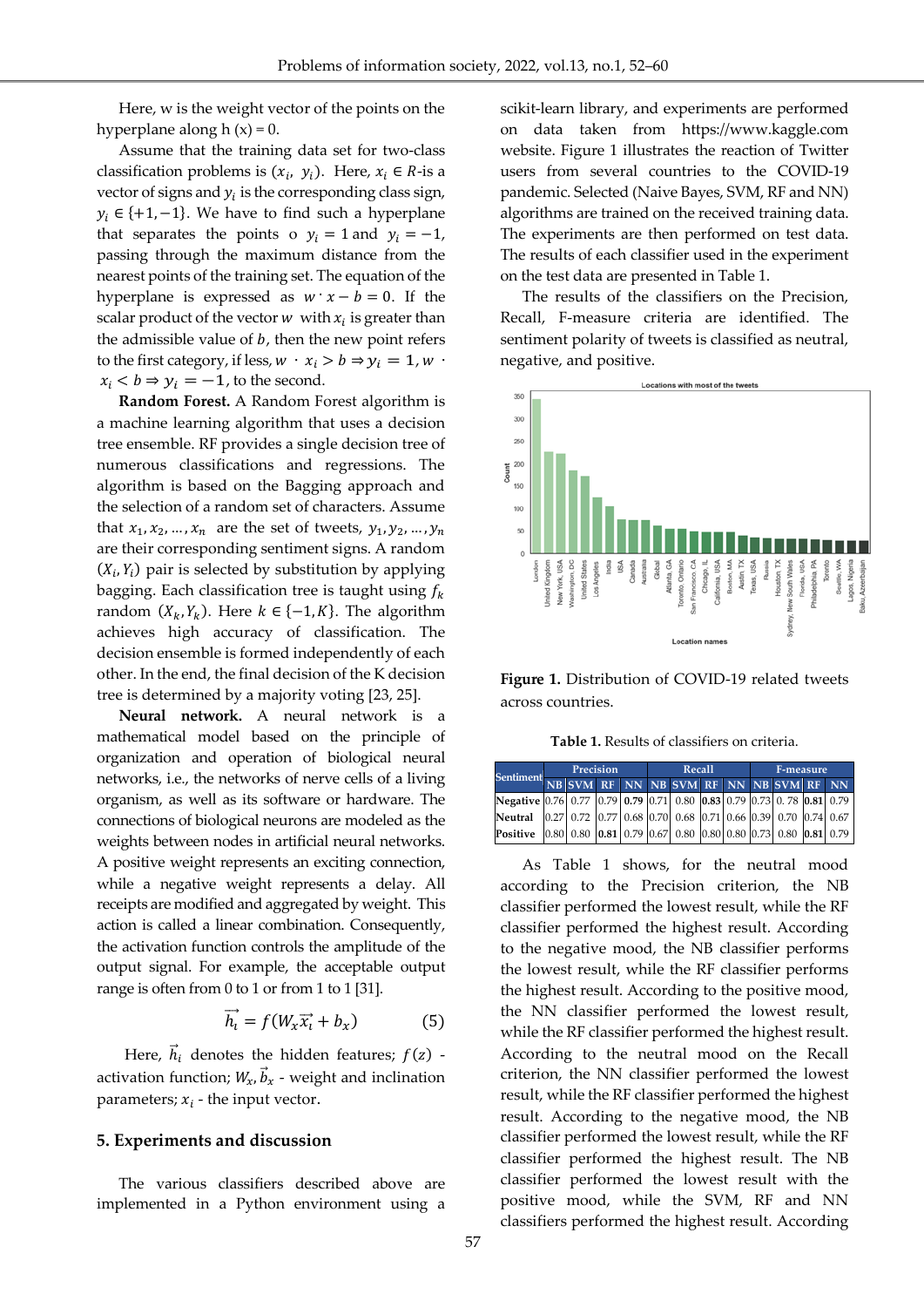Here, w is the weight vector of the points on the hyperplane along h (x) = 0.

Assume that the training data set for two-class classification problems is $(x_i, y_i)$. Here, $x_i \in R$-is a vector of signs and $y_i$ is the corresponding class sign, $y_i \in \{+1, -1\}$. We have to find such a hyperplane that separates the points o $y_i = 1$ and $y_i = -1$, passing through the maximum distance from the nearest points of the training set. The equation of the hyperplane is expressed as $w \cdot x - b = 0$. If the scalar product of the vector $w$ with $x_i$ is greater than the admissible value of $b$, then the new point refers to the first category, if less, $w \cdot x_i > b \Rightarrow y_i = 1$, $w \cdot x_i < b \Rightarrow y_i = -1$, to the second.

**Random Forest.** A Random Forest algorithm is a machine learning algorithm that uses a decision tree ensemble. RF provides a single decision tree of numerous classifications and regressions. The algorithm is based on the Bagging approach and the selection of a random set of characters. Assume that $x_1, x_2, \ldots, x_n$ are the set of tweets, $y_1, y_2, \ldots, y_n$ are their corresponding sentiment signs. A random $(X_i, Y_i)$ pair is selected by substitution by applying bagging. Each classification tree is taught using $f_k$ random $(X_k, Y_k)$. Here $k \in \{-1, K\}$. The algorithm achieves high accuracy of classification. The decision ensemble is formed independently of each other. In the end, the final decision of the K decision tree is determined by a majority voting [23, 25].

**Neural network.** A neural network is a mathematical model based on the principle of organization and operation of biological neural networks, i.e., the networks of nerve cells of a living organism, as well as its software or hardware. The connections of biological neurons are modeled as the weights between nodes in artificial neural networks. A positive weight represents an exciting connection, while a negative weight represents a delay. All receipts are modified and aggregated by weight. This action is called a linear combination. Consequently, the activation function controls the amplitude of the output signal. For example, the acceptable output range is often from 0 to 1 or from 1 to 1 [31].

$$\vec{h_i} = f(W_x \vec{x_i} + b_x) \qquad (5)$$

Here, $\vec{h}_i$ denotes the hidden features; $f(z)$ - activation function; $W_x, \vec{b}_x$ - weight and inclination parameters; $x_i$ - the input vector.

## 5. Experiments and discussion

The various classifiers described above are implemented in a Python environment using a scikit-learn library, and experiments are performed on data taken from https://www.kaggle.com website. Figure 1 illustrates the reaction of Twitter users from several countries to the COVID-19 pandemic. Selected (Naive Bayes, SVM, RF and NN) algorithms are trained on the received training data. The experiments are then performed on test data. The results of each classifier used in the experiment on the test data are presented in Table 1.

The results of the classifiers on the Precision, Recall, F-measure criteria are identified. The sentiment polarity of tweets is classified as neutral, negative, and positive.

**Figure 1.** Distribution of COVID-19 related tweets across countries.

**Table 1.** Results of classifiers on criteria.

| Sentiment | Precision | | | | Recall | | | | F-measure | | | |
|---|---|---|---|---|---|---|---|---|---|---|---|---|
| | NB | SVM | RF | NN | NB | SVM | RF | NN | NB | SVM | RF | NN |
| Negative | 0.76 | 0.77 | 0.79 | **0.79** | 0.71 | 0.80 | **0.83** | 0.79 | 0.73 | 0. 78 | **0.81** | 0.79 |
| Neutral | 0.27 | 0.72 | 0.77 | 0.68 | 0.70 | 0.68 | 0.71 | 0.66 | 0.39 | 0.70 | 0.74 | 0.67 |
| Positive | 0.80 | 0.80 | **0.81** | 0.79 | 0.67 | 0.80 | 0.80 | 0.80 | 0.73 | 0.80 | **0.81** | 0.79 |

As Table 1 shows, for the neutral mood according to the Precision criterion, the NB classifier performed the lowest result, while the RF classifier performed the highest result. According to the negative mood, the NB classifier performs the lowest result, while the RF classifier performs the highest result. According to the positive mood, the NN classifier performed the lowest result, while the RF classifier performed the highest result. According to the neutral mood on the Recall criterion, the NN classifier performed the lowest result, while the RF classifier performed the highest result. According to the negative mood, the NB classifier performed the lowest result, while the RF classifier performed the highest result. The NB classifier performed the lowest result with the positive mood, while the SVM, RF and NN classifiers performed the highest result. According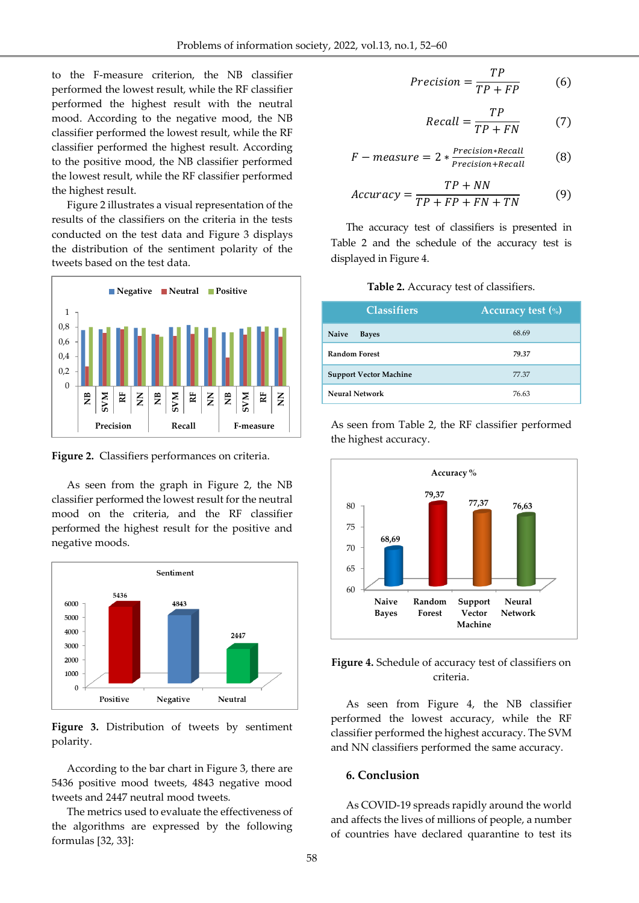to the F-measure criterion, the NB classifier performed the lowest result, while the RF classifier performed the highest result with the neutral mood. According to the negative mood, the NB classifier performed the lowest result, while the RF classifier performed the highest result. According to the positive mood, the NB classifier performed the lowest result, while the RF classifier performed the highest result.

Figure 2 illustrates a visual representation of the results of the classifiers on the criteria in the tests conducted on the test data and Figure 3 displays the distribution of the sentiment polarity of the tweets based on the test data.

**Figure 2.** Classifiers performances on criteria.

As seen from the graph in Figure 2, the NB classifier performed the lowest result for the neutral mood on the criteria, and the RF classifier performed the highest result for the positive and negative moods.

**Figure 3.** Distribution of tweets by sentiment polarity.

According to the bar chart in Figure 3, there are 5436 positive mood tweets, 4843 negative mood tweets and 2447 neutral mood tweets.

The metrics used to evaluate the effectiveness of the algorithms are expressed by the following formulas [32, 33]:

$$Precision = \frac{TP}{TP + FP} \quad (6)$$

$$Recall = \frac{TP}{TP + FN} \quad (7)$$

$$F - measure = 2 * \frac{Precision * Recall}{Precision + Recall} \quad (8)$$

$$Accuracy = \frac{TP + NN}{TP + FP + FN + TN} \quad (9)$$

The accuracy test of classifiers is presented in Table 2 and the schedule of the accuracy test is displayed in Figure 4.

**Table 2.** Accuracy test of classifiers.

| Classifiers | Accuracy test (%) |
|---|---|
| Naive Bayes | 68.69 |
| Random Forest | 79.37 |
| Support Vector Machine | 77.37 |
| Neural Network | 76.63 |

As seen from Table 2, the RF classifier performed the highest accuracy.

**Figure 4.** Schedule of accuracy test of classifiers on criteria.

As seen from Figure 4, the NB classifier performed the lowest accuracy, while the RF classifier performed the highest accuracy. The SVM and NN classifiers performed the same accuracy.

## 6. Conclusion

As COVID-19 spreads rapidly around the world and affects the lives of millions of people, a number of countries have declared quarantine to test its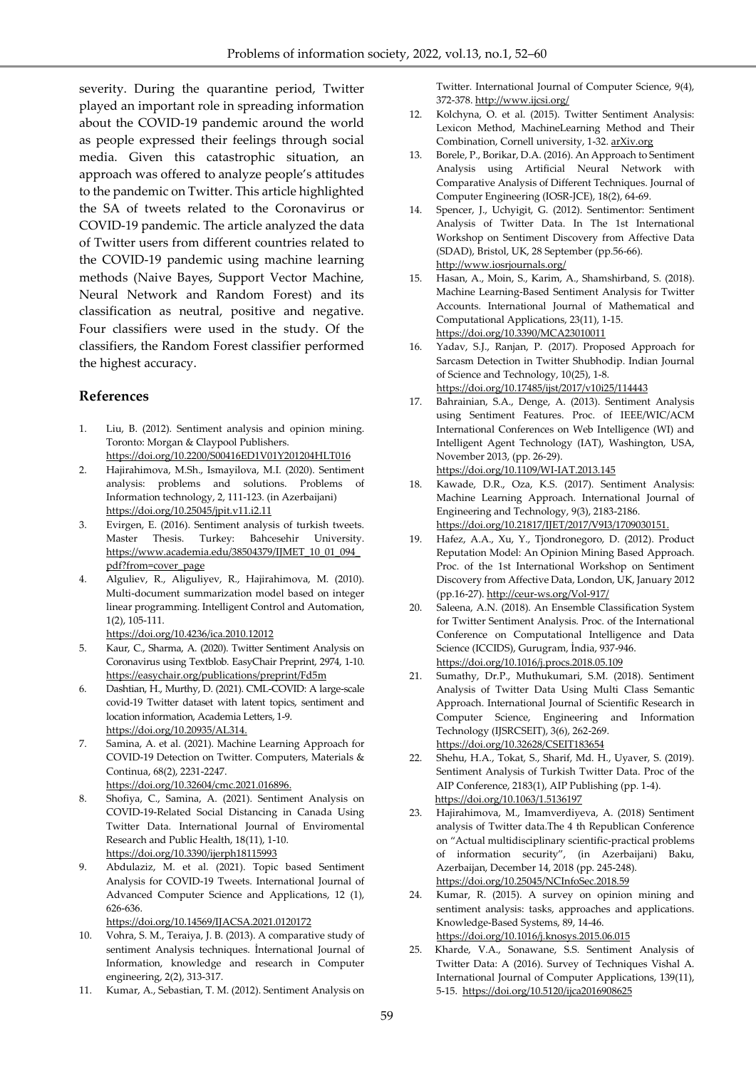severity. During the quarantine period, Twitter played an important role in spreading information about the COVID-19 pandemic around the world as people expressed their feelings through social media. Given this catastrophic situation, an approach was offered to analyze people's attitudes to the pandemic on Twitter. This article highlighted the SA of tweets related to the Coronavirus or COVID-19 pandemic. The article analyzed the data of Twitter users from different countries related to the COVID-19 pandemic using machine learning methods (Naive Bayes, Support Vector Machine, Neural Network and Random Forest) and its classification as neutral, positive and negative. Four classifiers were used in the study. Of the classifiers, the Random Forest classifier performed the highest accuracy.

## References

1. Liu, B. (2012). Sentiment analysis and opinion mining. Toronto: Morgan & Claypool Publishers. https://doi.org/10.2200/S00416ED1V01Y201204HLT016
2. Hajirahimova, M.Sh., Ismayilova, M.I. (2020). Sentiment analysis: problems and solutions. Problems of Information technology, 2, 111-123. (in Azerbaijani) https://doi.org/10.25045/jpit.v11.i2.11
3. Evirgen, E. (2016). Sentiment analysis of turkish tweets. Master Thesis. Turkey: Bahcesehir University. https://www.academia.edu/38504379/IJMET_10_01_094_pdf?from=cover_page
4. Alguliev, R., Aliguliyev, R., Hajirahimova, M. (2010). Multi-document summarization model based on integer linear programming. Intelligent Control and Automation, 1(2), 105-111. https://doi.org/10.4236/ica.2010.12012
5. Kaur, C., Sharma, A. (2020). Twitter Sentiment Analysis on Coronavirus using Textblob. EasyChair Preprint, 2974, 1-10. https://easychair.org/publications/preprint/Fd5m
6. Dashtian, H., Murthy, D. (2021). CML-COVID: A large-scale covid-19 Twitter dataset with latent topics, sentiment and location information, Academia Letters, 1-9. https://doi.org/10.20935/AL314.
7. Samina, A. et al. (2021). Machine Learning Approach for COVID-19 Detection on Twitter. Computers, Materials & Continua, 68(2), 2231-2247. https://doi.org/10.32604/cmc.2021.016896.
8. Shofiya, C., Samina, A. (2021). Sentiment Analysis on COVID-19-Related Social Distancing in Canada Using Twitter Data. International Journal of Enviromental Research and Public Health, 18(11), 1-10. https://doi.org/10.3390/ijerph18115993
9. Abdulaziz, M. et al. (2021). Topic based Sentiment Analysis for COVID-19 Tweets. International Journal of Advanced Computer Science and Applications, 12 (1), 626-636. https://doi.org/10.14569/IJACSA.2021.0120172
10. Vohra, S. M., Teraiya, J. B. (2013). A comparative study of sentiment Analysis techniques. İnternational Journal of Information, knowledge and research in Computer engineering, 2(2), 313-317.
11. Kumar, A., Sebastian, T. M. (2012). Sentiment Analysis on Twitter. International Journal of Computer Science, 9(4), 372-378. http://www.ijcsi.org/
12. Kolchyna, O. et al. (2015). Twitter Sentiment Analysis: Lexicon Method, MachineLearning Method and Their Combination, Cornell university, 1-32. arXiv.org
13. Borele, P., Borikar, D.A. (2016). An Approach to Sentiment Analysis using Artificial Neural Network with Comparative Analysis of Different Techniques. Journal of Computer Engineering (IOSR-JCE), 18(2), 64-69.
14. Spencer, J., Uchyigit, G. (2012). Sentimentor: Sentiment Analysis of Twitter Data. In The 1st International Workshop on Sentiment Discovery from Affective Data (SDAD), Bristol, UK, 28 September (pp.56-66). http://www.iosrjournals.org/
15. Hasan, A., Moin, S., Karim, A., Shamshirband, S. (2018). Machine Learning-Based Sentiment Analysis for Twitter Accounts. International Journal of Mathematical and Computational Applications, 23(11), 1-15. https://doi.org/10.3390/MCA23010011
16. Yadav, S.J., Ranjan, P. (2017). Proposed Approach for Sarcasm Detection in Twitter Shubhodip. Indian Journal of Science and Technology, 10(25), 1-8. https://doi.org/10.17485/ijst/2017/v10i25/114443
17. Bahrainian, S.A., Denge, A. (2013). Sentiment Analysis using Sentiment Features. Proc. of IEEE/WIC/ACM International Conferences on Web Intelligence (WI) and Intelligent Agent Technology (IAT), Washington, USA, November 2013, (pp. 26-29). https://doi.org/10.1109/WI-IAT.2013.145
18. Kawade, D.R., Oza, K.S. (2017). Sentiment Analysis: Machine Learning Approach. International Journal of Engineering and Technology, 9(3), 2183-2186. https://doi.org/10.21817/IJET/2017/V9I3/1709030151.
19. Hafez, A.A., Xu, Y., Tjondronegoro, D. (2012). Product Reputation Model: An Opinion Mining Based Approach. Proc. of the 1st International Workshop on Sentiment Discovery from Affective Data, London, UK, January 2012 (pp.16-27). http://ceur-ws.org/Vol-917/
20. Saleena, A.N. (2018). An Ensemble Classification System for Twitter Sentiment Analysis. Proc. of the International Conference on Computational Intelligence and Data Science (ICCIDS), Gurugram, İndia, 937-946. https://doi.org/10.1016/j.procs.2018.05.109
21. Sumathy, Dr.P., Muthukumari, S.M. (2018). Sentiment Analysis of Twitter Data Using Multi Class Semantic Approach. International Journal of Scientific Research in Computer Science, Engineering and Information Technology (IJSRCSEIT), 3(6), 262-269. https://doi.org/10.32628/CSEIT183654
22. Shehu, H.A., Tokat, S., Sharif, Md. H., Uyaver, S. (2019). Sentiment Analysis of Turkish Twitter Data. Proc of the AIP Conference, 2183(1), AIP Publishing (pp. 1-4). https://doi.org/10.1063/1.5136197
23. Hajirahimova, M., Imamverdiyeva, A. (2018) Sentiment analysis of Twitter data.The 4 th Republican Conference on "Actual multidisciplinary scientific-practical problems of information security", (in Azerbaijani) Baku, Azerbaijan, December 14, 2018 (pp. 245-248). https://doi.org/10.25045/NCInfoSec.2018.59
24. Kumar, R. (2015). A survey on opinion mining and sentiment analysis: tasks, approaches and applications. Knowledge-Based Systems, 89, 14-46. https://doi.org/10.1016/j.knosys.2015.06.015
25. Kharde, V.A., Sonawane, S.S. Sentiment Analysis of Twitter Data: A (2016). Survey of Techniques Vishal A. International Journal of Computer Applications, 139(11), 5-15. https://doi.org/10.5120/ijca2016908625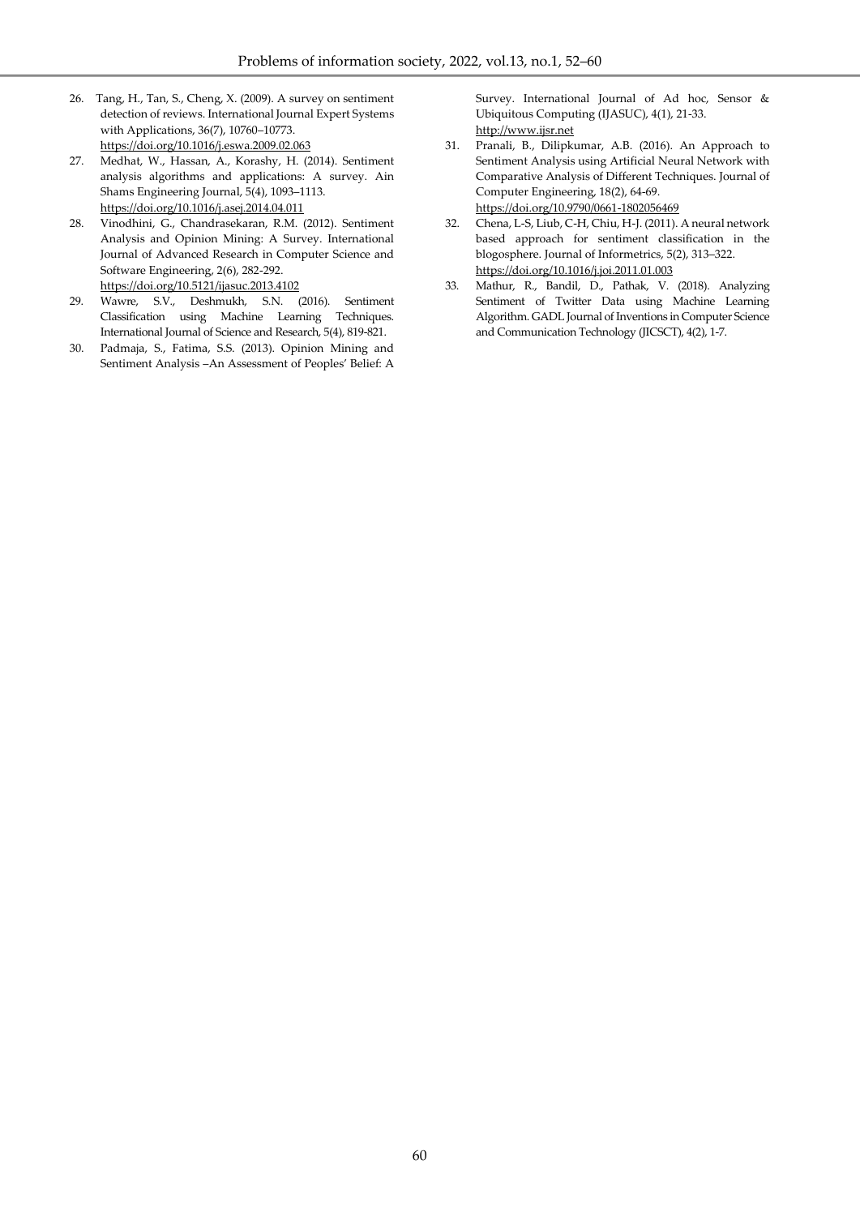26. Tang, H., Tan, S., Cheng, X. (2009). A survey on sentiment detection of reviews. International Journal Expert Systems with Applications, 36(7), 10760–10773. https://doi.org/10.1016/j.eswa.2009.02.063
27. Medhat, W., Hassan, A., Korashy, H. (2014). Sentiment analysis algorithms and applications: A survey. Ain Shams Engineering Journal, 5(4), 1093–1113. https://doi.org/10.1016/j.asej.2014.04.011
28. Vinodhini, G., Chandrasekaran, R.M. (2012). Sentiment Analysis and Opinion Mining: A Survey. International Journal of Advanced Research in Computer Science and Software Engineering, 2(6), 282-292. https://doi.org/10.5121/ijasuc.2013.4102
29. Wawre, S.V., Deshmukh, S.N. (2016). Sentiment Classification using Machine Learning Techniques. International Journal of Science and Research, 5(4), 819-821.
30. Padmaja, S., Fatima, S.S. (2013). Opinion Mining and Sentiment Analysis –An Assessment of Peoples' Belief: A Survey. International Journal of Ad hoc, Sensor & Ubiquitous Computing (IJASUC), 4(1), 21-33. http://www.ijsr.net
31. Pranali, B., Dilipkumar, A.B. (2016). An Approach to Sentiment Analysis using Artificial Neural Network with Comparative Analysis of Different Techniques. Journal of Computer Engineering, 18(2), 64-69. https://doi.org/10.9790/0661-1802056469
32. Chena, L-S, Liub, C-H, Chiu, H-J. (2011). A neural network based approach for sentiment classification in the blogosphere. Journal of Informetrics, 5(2), 313–322. https://doi.org/10.1016/j.joi.2011.01.003
33. Mathur, R., Bandil, D., Pathak, V. (2018). Analyzing Sentiment of Twitter Data using Machine Learning Algorithm. GADL Journal of Inventions in Computer Science and Communication Technology (JICSCT), 4(2), 1-7.